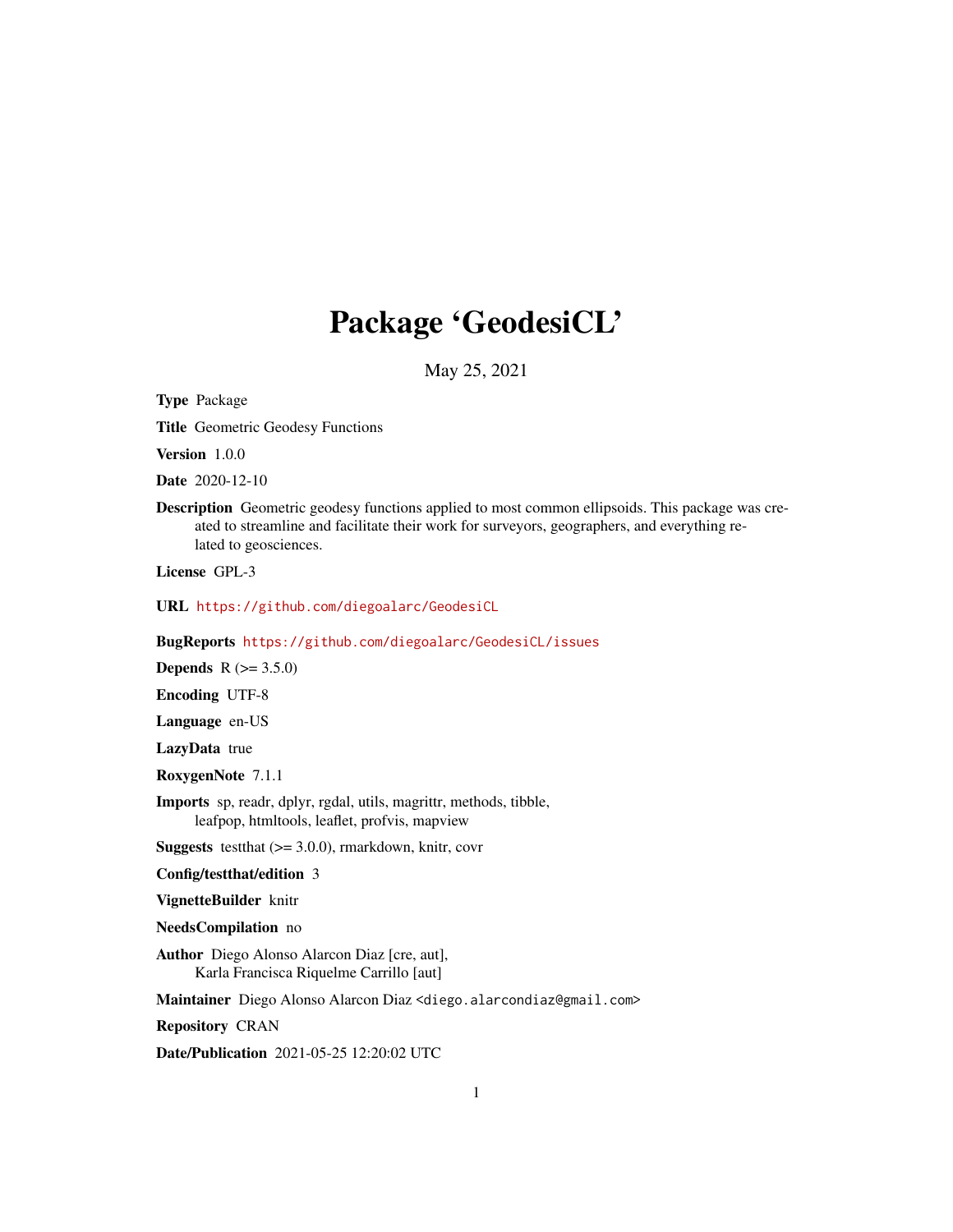# Package 'GeodesiCL'

May 25, 2021

**Type** Package

**Title** Geometric Geodesy Functions

**Version** 1.0.0

**Date** 2020-12-10

**Description** Geometric geodesy functions applied to most common ellipsoids. This package was created to streamline and facilitate their work for surveyors, geographers, and everything related to geosciences.

**License** GPL-3

**URL** https://github.com/diegoalarc/GeodesiCL

**BugReports** https://github.com/diegoalarc/GeodesiCL/issues

**Depends** R (>= 3.5.0)

**Encoding** UTF-8

**Language** en-US

**LazyData** true

**RoxygenNote** 7.1.1

**Imports** sp, readr, dplyr, rgdal, utils, magrittr, methods, tibble, leafpop, htmltools, leaflet, profvis, mapview

**Suggests** testthat (>= 3.0.0), rmarkdown, knitr, covr

**Config/testthat/edition** 3

**VignetteBuilder** knitr

**NeedsCompilation** no

**Author** Diego Alonso Alarcon Diaz [cre, aut], Karla Francisca Riquelme Carrillo [aut]

**Maintainer** Diego Alonso Alarcon Diaz <diego.alarcondiaz@gmail.com>

**Repository** CRAN

**Date/Publication** 2021-05-25 12:20:02 UTC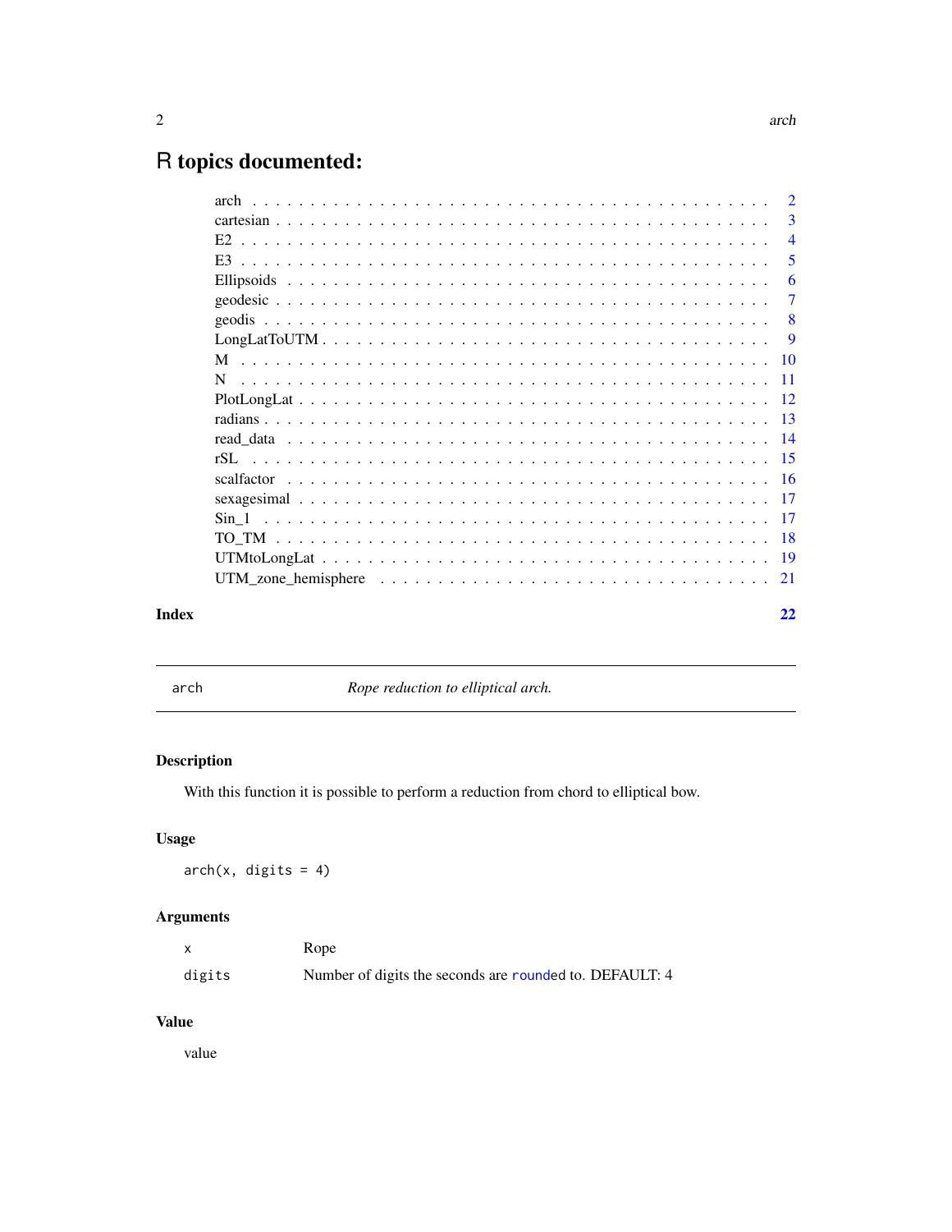# R topics documented:

| | |
|---|---|
| arch | 2 |
| cartesian | 3 |
| E2 | 4 |
| E3 | 5 |
| Ellipsoids | 6 |
| geodesic | 7 |
| geodis | 8 |
| LongLatToUTM | 9 |
| M | 10 |
| N | 11 |
| PlotLongLat | 12 |
| radians | 13 |
| read_data | 14 |
| rSL | 15 |
| scalfactor | 16 |
| sexagesimal | 17 |
| Sin_1 | 17 |
| TO_TM | 18 |
| UTMtoLongLat | 19 |
| UTM_zone_hemisphere | 21 |
| **Index** | **22** |

---

## arch — *Rope reduction to elliptical arch.*

### Description

With this function it is possible to perform a reduction from chord to elliptical bow.

### Usage

```
arch(x, digits = 4)
```

### Arguments

| | |
|---|---|
| `x` | Rope |
| `digits` | Number of digits the seconds are `round`ed to. DEFAULT: 4 |

### Value

value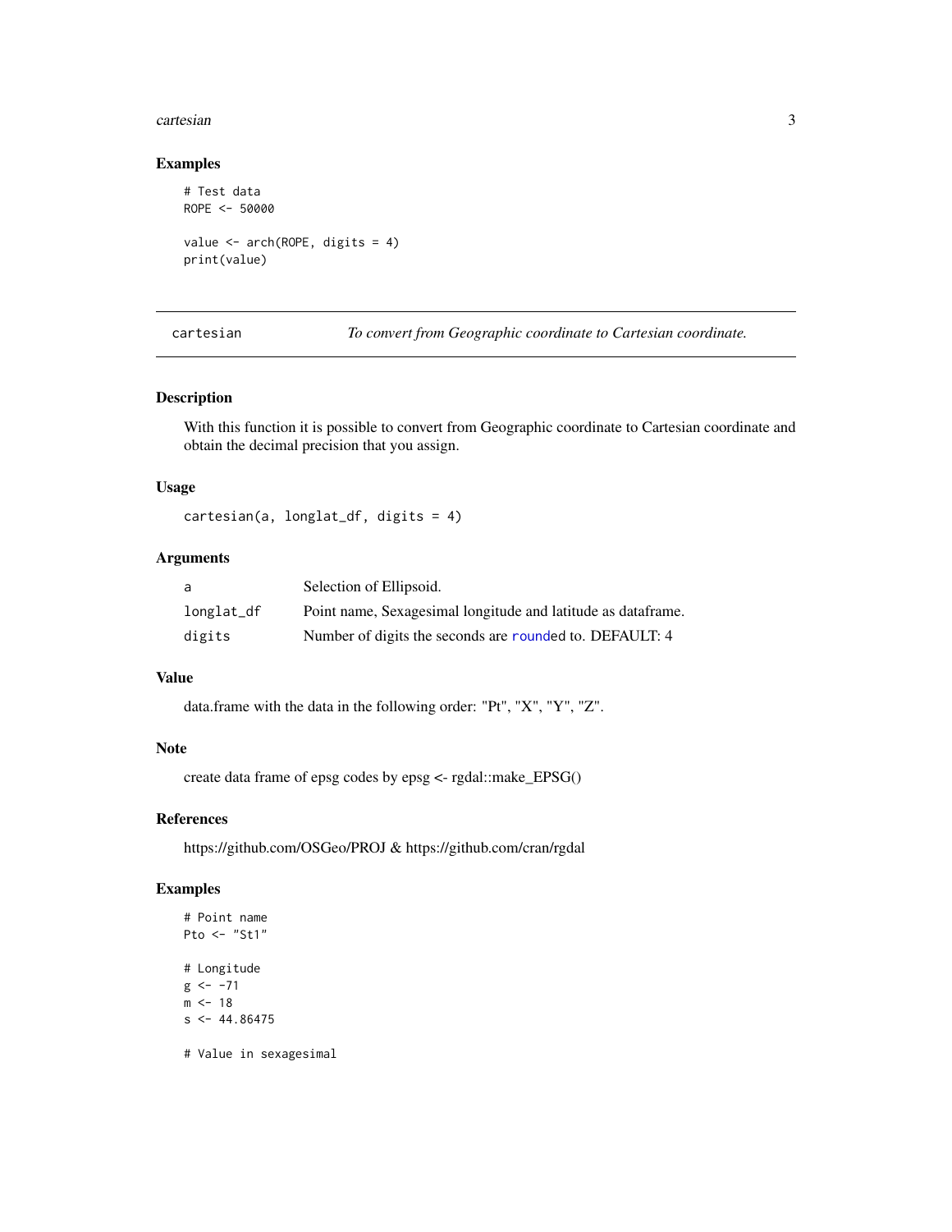## Examples

```
# Test data
ROPE <- 50000

value <- arch(ROPE, digits = 4)
print(value)
```

---

`cartesian` *To convert from Geographic coordinate to Cartesian coordinate.*

---

## Description

With this function it is possible to convert from Geographic coordinate to Cartesian coordinate and obtain the decimal precision that you assign.

## Usage

```
cartesian(a, longlat_df, digits = 4)
```

## Arguments

| | |
|---|---|
| `a` | Selection of Ellipsoid. |
| `longlat_df` | Point name, Sexagesimal longitude and latitude as dataframe. |
| `digits` | Number of digits the seconds are `round`ed to. DEFAULT: 4 |

## Value

data.frame with the data in the following order: "Pt", "X", "Y", "Z".

## Note

create data frame of epsg codes by epsg <- rgdal::make_EPSG()

## References

https://github.com/OSGeo/PROJ & https://github.com/cran/rgdal

## Examples

```
# Point name
Pto <- "St1"

# Longitude
g <- -71
m <- 18
s <- 44.86475

# Value in sexagesimal
```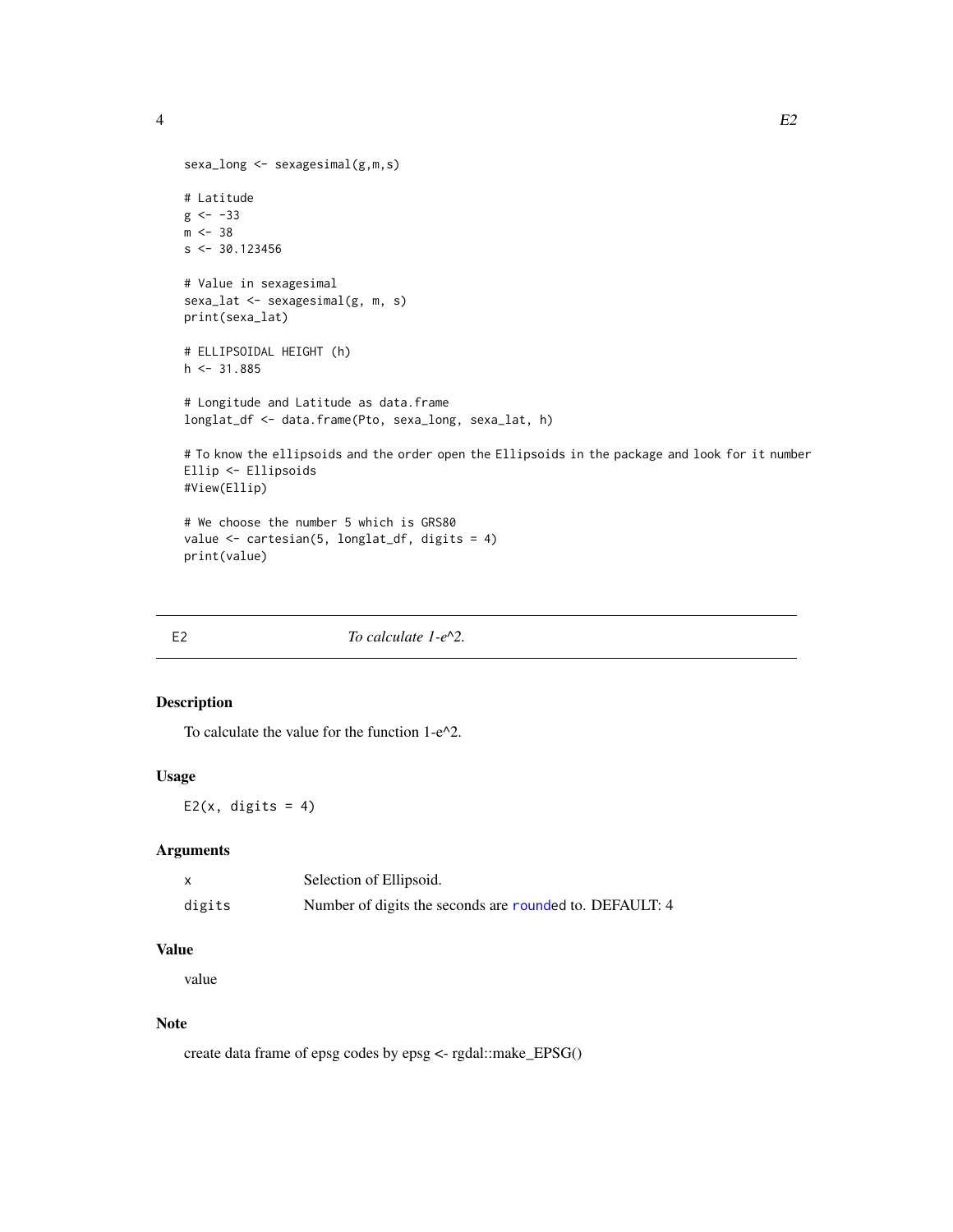```
sexa_long <- sexagesimal(g,m,s)

# Latitude
g <- -33
m <- 38
s <- 30.123456

# Value in sexagesimal
sexa_lat <- sexagesimal(g, m, s)
print(sexa_lat)

# ELLIPSOIDAL HEIGHT (h)
h <- 31.885

# Longitude and Latitude as data.frame
longlat_df <- data.frame(Pto, sexa_long, sexa_lat, h)

# To know the ellipsoids and the order open the Ellipsoids in the package and look for it number
Ellip <- Ellipsoids
#View(Ellip)

# We choose the number 5 which is GRS80
value <- cartesian(5, longlat_df, digits = 4)
print(value)
```

---

## E2 &nbsp;&nbsp;&nbsp;&nbsp; *To calculate 1-e^2.*

### Description

To calculate the value for the function 1-e^2.

### Usage

```
E2(x, digits = 4)
```

### Arguments

| | |
|---|---|
| x | Selection of Ellipsoid. |
| digits | Number of digits the seconds are rounded to. DEFAULT: 4 |

### Value

value

### Note

create data frame of epsg codes by epsg <- rgdal::make_EPSG()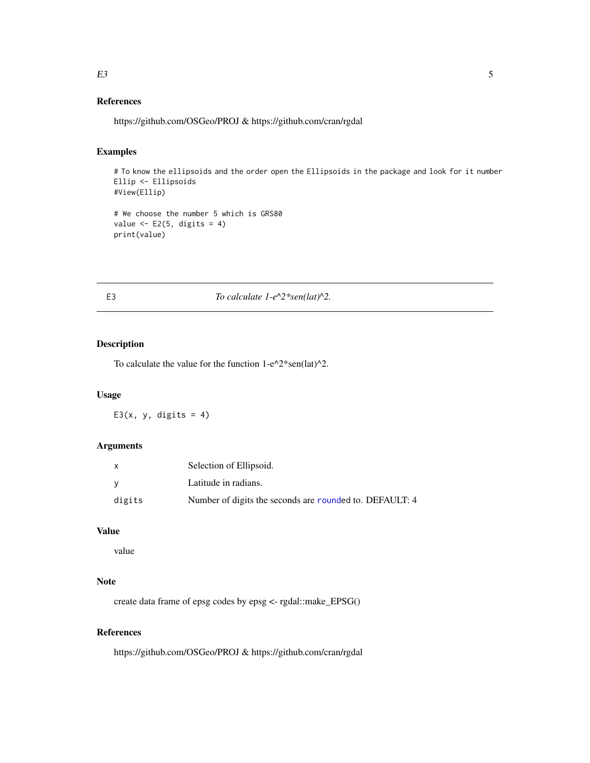### References

https://github.com/OSGeo/PROJ & https://github.com/cran/rgdal

### Examples

```
# To know the ellipsoids and the order open the Ellipsoids in the package and look for it number
Ellip <- Ellipsoids
#View(Ellip)

# We choose the number 5 which is GRS80
value <- E2(5, digits = 4)
print(value)
```

---

## E3 — *To calculate 1-e^2*sen(lat)^2.*

### Description

To calculate the value for the function 1-e^2*sen(lat)^2.

### Usage

```
E3(x, y, digits = 4)
```

### Arguments

| | |
|---|---|
| x | Selection of Ellipsoid. |
| y | Latitude in radians. |
| digits | Number of digits the seconds are rounded to. DEFAULT: 4 |

### Value

value

### Note

create data frame of epsg codes by epsg <- rgdal::make_EPSG()

### References

https://github.com/OSGeo/PROJ & https://github.com/cran/rgdal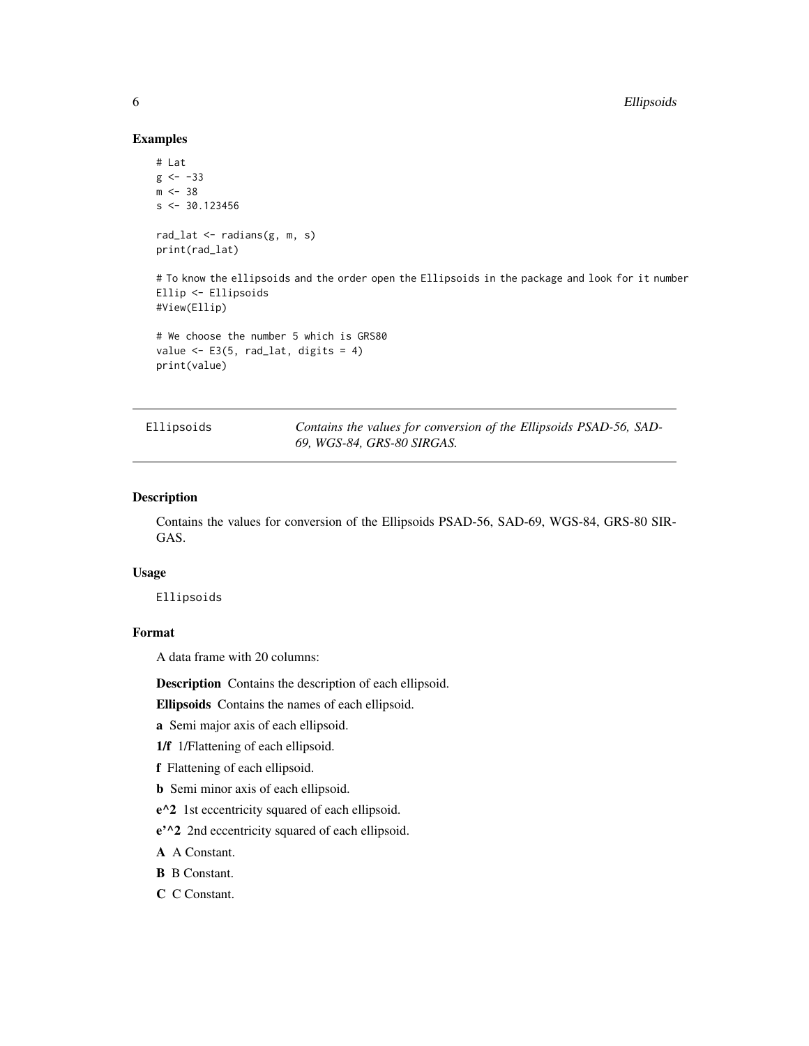## Examples

```
# Lat
g <- -33
m <- 38
s <- 30.123456

rad_lat <- radians(g, m, s)
print(rad_lat)

# To know the ellipsoids and the order open the Ellipsoids in the package and look for it number
Ellip <- Ellipsoids
#View(Ellip)

# We choose the number 5 which is GRS80
value <- E3(5, rad_lat, digits = 4)
print(value)
```

---

Ellipsoids — *Contains the values for conversion of the Ellipsoids PSAD-56, SAD-69, WGS-84, GRS-80 SIRGAS.*

---

### Description

Contains the values for conversion of the Ellipsoids PSAD-56, SAD-69, WGS-84, GRS-80 SIRGAS.

### Usage

```
Ellipsoids
```

### Format

A data frame with 20 columns:

**Description** Contains the description of each ellipsoid.

**Ellipsoids** Contains the names of each ellipsoid.

**a** Semi major axis of each ellipsoid.

**1/f** 1/Flattening of each ellipsoid.

**f** Flattening of each ellipsoid.

**b** Semi minor axis of each ellipsoid.

**e^2** 1st eccentricity squared of each ellipsoid.

**e'^2** 2nd eccentricity squared of each ellipsoid.

**A** A Constant.

**B** B Constant.

**C** C Constant.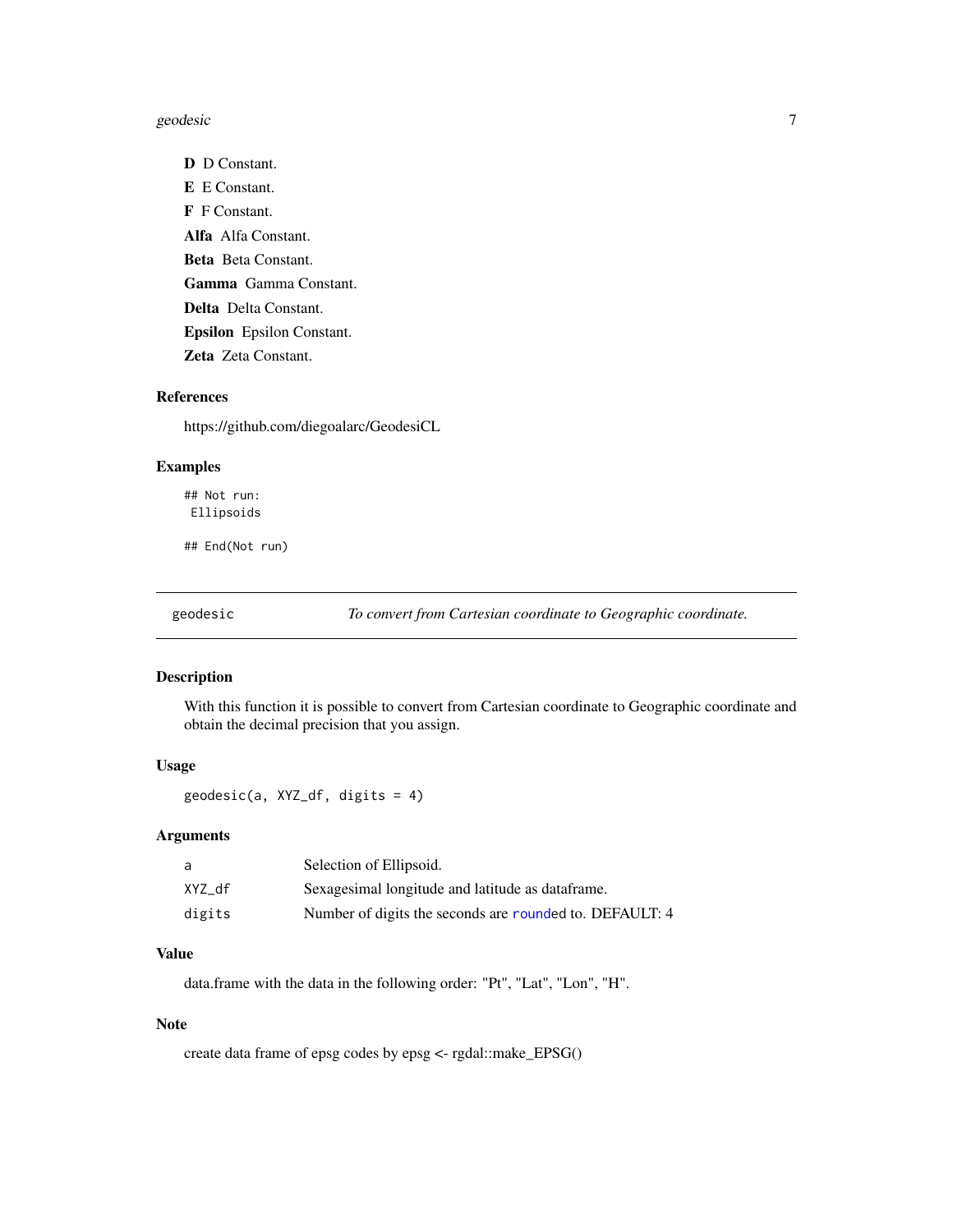**D** D Constant.

**E** E Constant.

**F** F Constant.

**Alfa** Alfa Constant.

**Beta** Beta Constant.

**Gamma** Gamma Constant.

**Delta** Delta Constant.

**Epsilon** Epsilon Constant.

**Zeta** Zeta Constant.

### References

https://github.com/diegoalarc/GeodesiCL

### Examples

```
## Not run:
 Ellipsoids

## End(Not run)
```

---

## geodesic — *To convert from Cartesian coordinate to Geographic coordinate.*

---

### Description

With this function it is possible to convert from Cartesian coordinate to Geographic coordinate and obtain the decimal precision that you assign.

### Usage

```
geodesic(a, XYZ_df, digits = 4)
```

### Arguments

| | |
|---|---|
| a | Selection of Ellipsoid. |
| XYZ_df | Sexagesimal longitude and latitude as dataframe. |
| digits | Number of digits the seconds are rounded to. DEFAULT: 4 |

### Value

data.frame with the data in the following order: "Pt", "Lat", "Lon", "H".

### Note

create data frame of epsg codes by epsg <- rgdal::make_EPSG()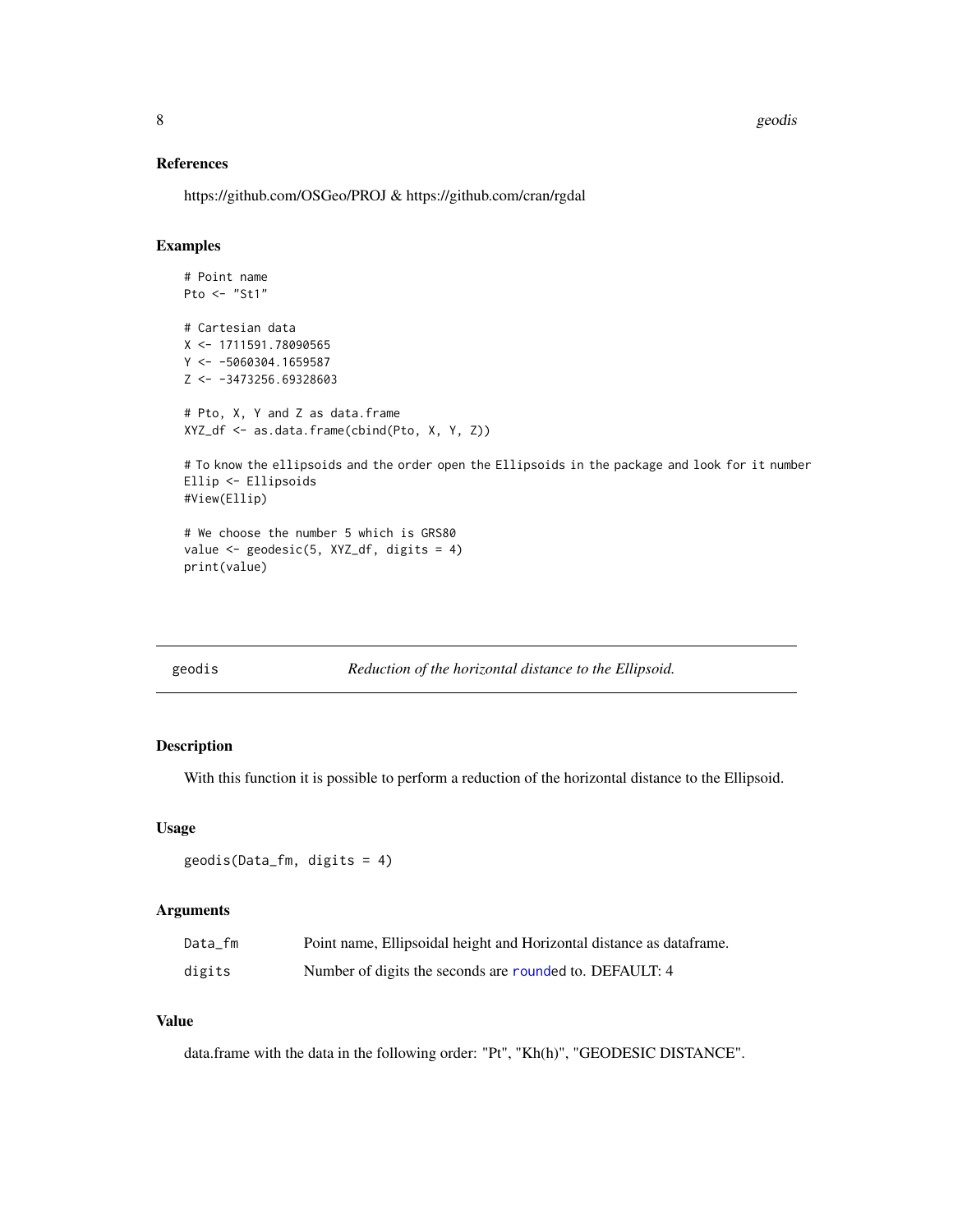### References

https://github.com/OSGeo/PROJ & https://github.com/cran/rgdal

### Examples

```
# Point name
Pto <- "St1"

# Cartesian data
X <- 1711591.78090565
Y <- -5060304.1659587
Z <- -3473256.69328603

# Pto, X, Y and Z as data.frame
XYZ_df <- as.data.frame(cbind(Pto, X, Y, Z))

# To know the ellipsoids and the order open the Ellipsoids in the package and look for it number
Ellip <- Ellipsoids
#View(Ellip)

# We choose the number 5 which is GRS80
value <- geodesic(5, XYZ_df, digits = 4)
print(value)
```

---

## geodis — *Reduction of the horizontal distance to the Ellipsoid.*

### Description

With this function it is possible to perform a reduction of the horizontal distance to the Ellipsoid.

### Usage

```
geodis(Data_fm, digits = 4)
```

### Arguments

| | |
|---|---|
| Data_fm | Point name, Ellipsoidal height and Horizontal distance as dataframe. |
| digits | Number of digits the seconds are rounded to. DEFAULT: 4 |

### Value

data.frame with the data in the following order: "Pt", "Kh(h)", "GEODESIC DISTANCE".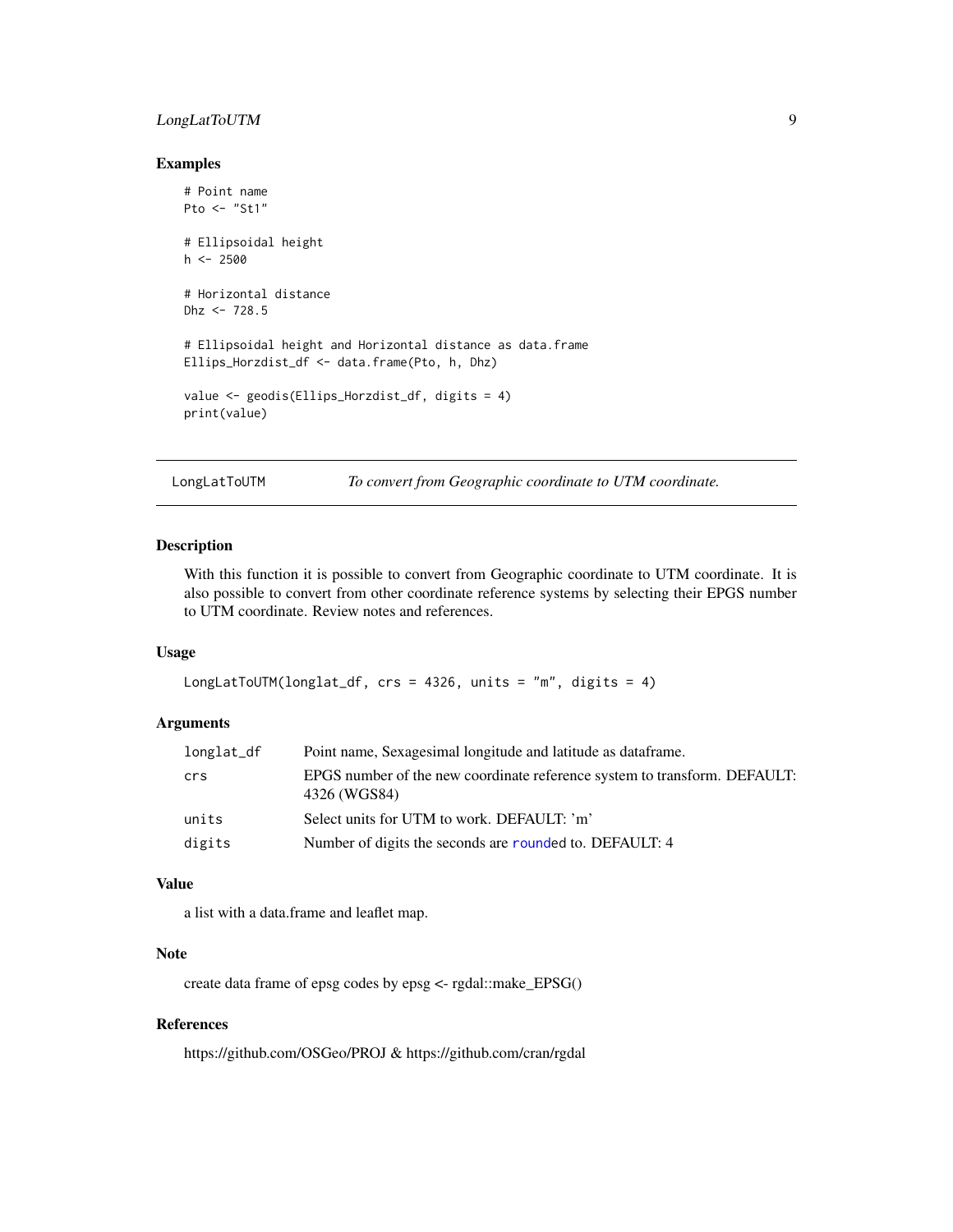## Examples

```
# Point name
Pto <- "St1"

# Ellipsoidal height
h <- 2500

# Horizontal distance
Dhz <- 728.5

# Ellipsoidal height and Horizontal distance as data.frame
Ellips_Horzdist_df <- data.frame(Pto, h, Dhz)

value <- geodis(Ellips_Horzdist_df, digits = 4)
print(value)
```

---

# LongLatToUTM — *To convert from Geographic coordinate to UTM coordinate.*

---

## Description

With this function it is possible to convert from Geographic coordinate to UTM coordinate. It is also possible to convert from other coordinate reference systems by selecting their EPGS number to UTM coordinate. Review notes and references.

## Usage

```
LongLatToUTM(longlat_df, crs = 4326, units = "m", digits = 4)
```

## Arguments

| | |
|---|---|
| `longlat_df` | Point name, Sexagesimal longitude and latitude as dataframe. |
| `crs` | EPGS number of the new coordinate reference system to transform. DEFAULT: 4326 (WGS84) |
| `units` | Select units for UTM to work. DEFAULT: 'm' |
| `digits` | Number of digits the seconds are rounded to. DEFAULT: 4 |

## Value

a list with a data.frame and leaflet map.

## Note

create data frame of epsg codes by epsg <- rgdal::make_EPSG()

## References

https://github.com/OSGeo/PROJ & https://github.com/cran/rgdal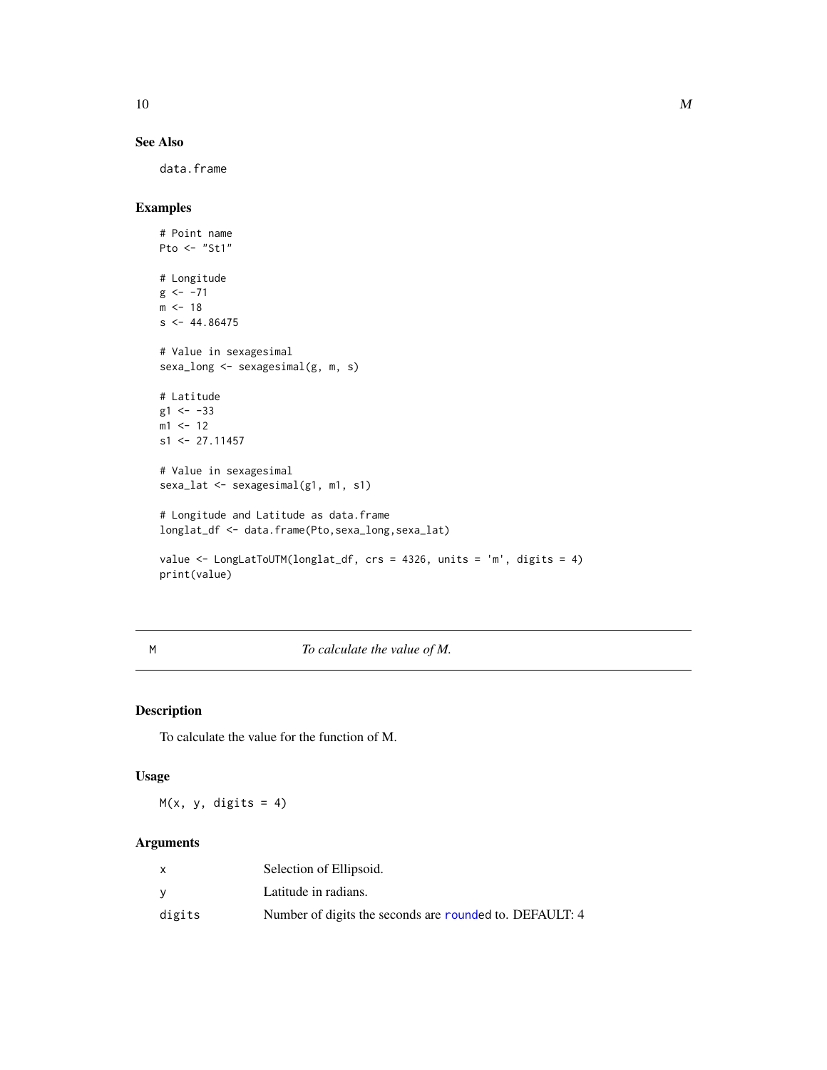## See Also

data.frame

## Examples

```
# Point name
Pto <- "St1"

# Longitude
g <- -71
m <- 18
s <- 44.86475

# Value in sexagesimal
sexa_long <- sexagesimal(g, m, s)

# Latitude
g1 <- -33
m1 <- 12
s1 <- 27.11457

# Value in sexagesimal
sexa_lat <- sexagesimal(g1, m1, s1)

# Longitude and Latitude as data.frame
longlat_df <- data.frame(Pto,sexa_long,sexa_lat)

value <- LongLatToUTM(longlat_df, crs = 4326, units = 'm', digits = 4)
print(value)
```

---

# M — *To calculate the value of M.*

## Description

To calculate the value for the function of M.

## Usage

```
M(x, y, digits = 4)
```

## Arguments

| | |
|---|---|
| x | Selection of Ellipsoid. |
| y | Latitude in radians. |
| digits | Number of digits the seconds are rounded to. DEFAULT: 4 |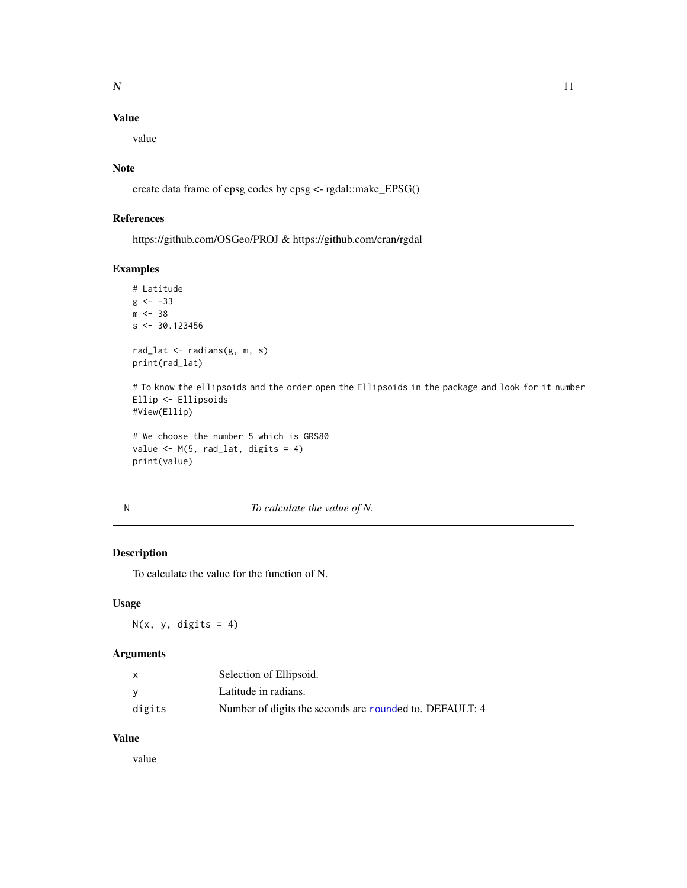### Value

value

### Note

create data frame of epsg codes by epsg <- rgdal::make_EPSG()

### References

https://github.com/OSGeo/PROJ & https://github.com/cran/rgdal

### Examples

```
# Latitude
g <- -33
m <- 38
s <- 30.123456

rad_lat <- radians(g, m, s)
print(rad_lat)

# To know the ellipsoids and the order open the Ellipsoids in the package and look for it number
Ellip <- Ellipsoids
#View(Ellip)

# We choose the number 5 which is GRS80
value <- M(5, rad_lat, digits = 4)
print(value)
```

---

## N — *To calculate the value of N.*

---

### Description

To calculate the value for the function of N.

### Usage

```
N(x, y, digits = 4)
```

### Arguments

| | |
|---|---|
| x | Selection of Ellipsoid. |
| y | Latitude in radians. |
| digits | Number of digits the seconds are rounded to. DEFAULT: 4 |

### Value

value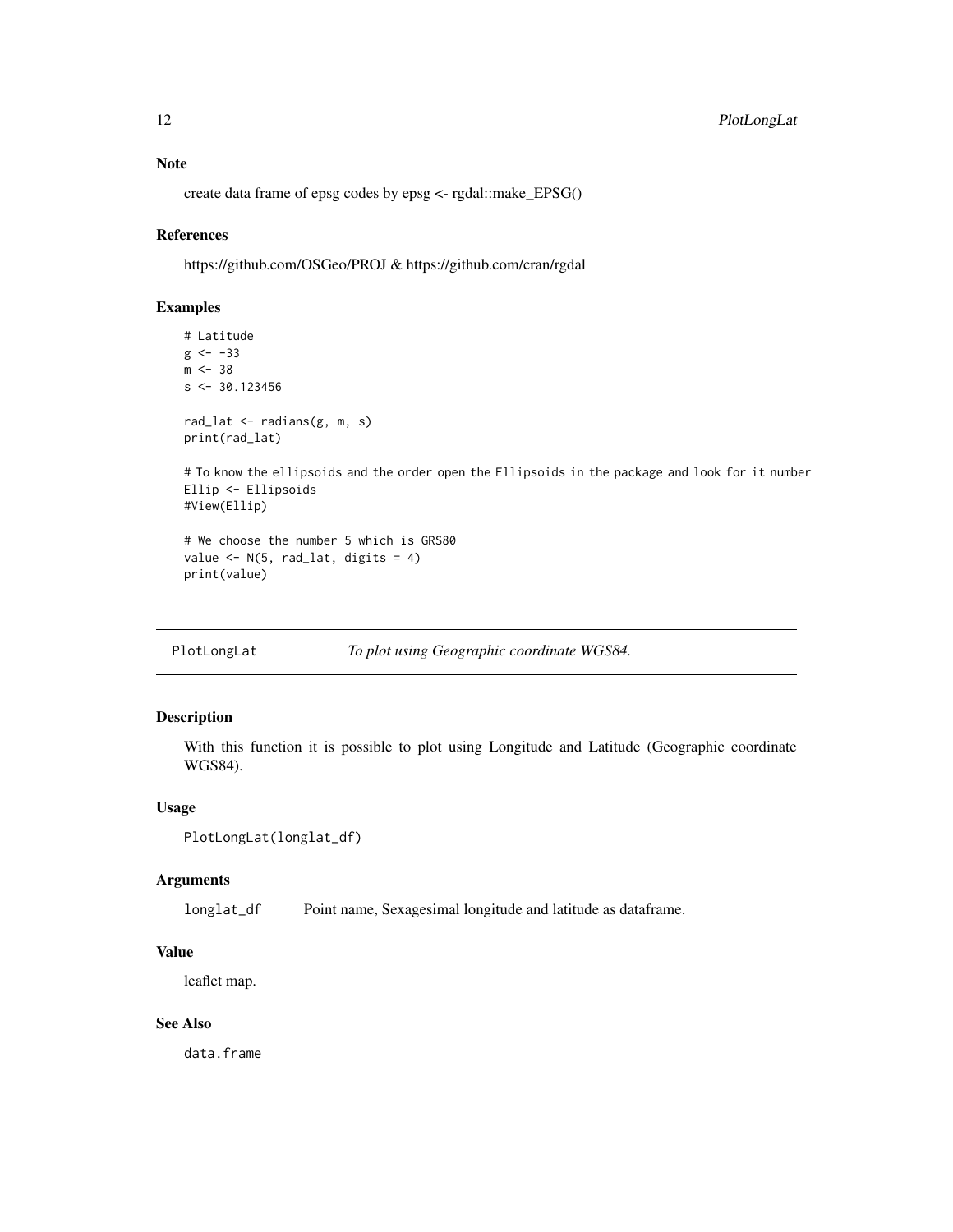### Note

create data frame of epsg codes by epsg <- rgdal::make_EPSG()

### References

https://github.com/OSGeo/PROJ & https://github.com/cran/rgdal

### Examples

```
# Latitude
g <- -33
m <- 38
s <- 30.123456

rad_lat <- radians(g, m, s)
print(rad_lat)

# To know the ellipsoids and the order open the Ellipsoids in the package and look for it number
Ellip <- Ellipsoids
#View(Ellip)

# We choose the number 5 which is GRS80
value <- N(5, rad_lat, digits = 4)
print(value)
```

---

## PlotLongLat — *To plot using Geographic coordinate WGS84.*

---

### Description

With this function it is possible to plot using Longitude and Latitude (Geographic coordinate WGS84).

### Usage

```
PlotLongLat(longlat_df)
```

### Arguments

| | |
|---|---|
| `longlat_df` | Point name, Sexagesimal longitude and latitude as dataframe. |

### Value

leaflet map.

### See Also

`data.frame`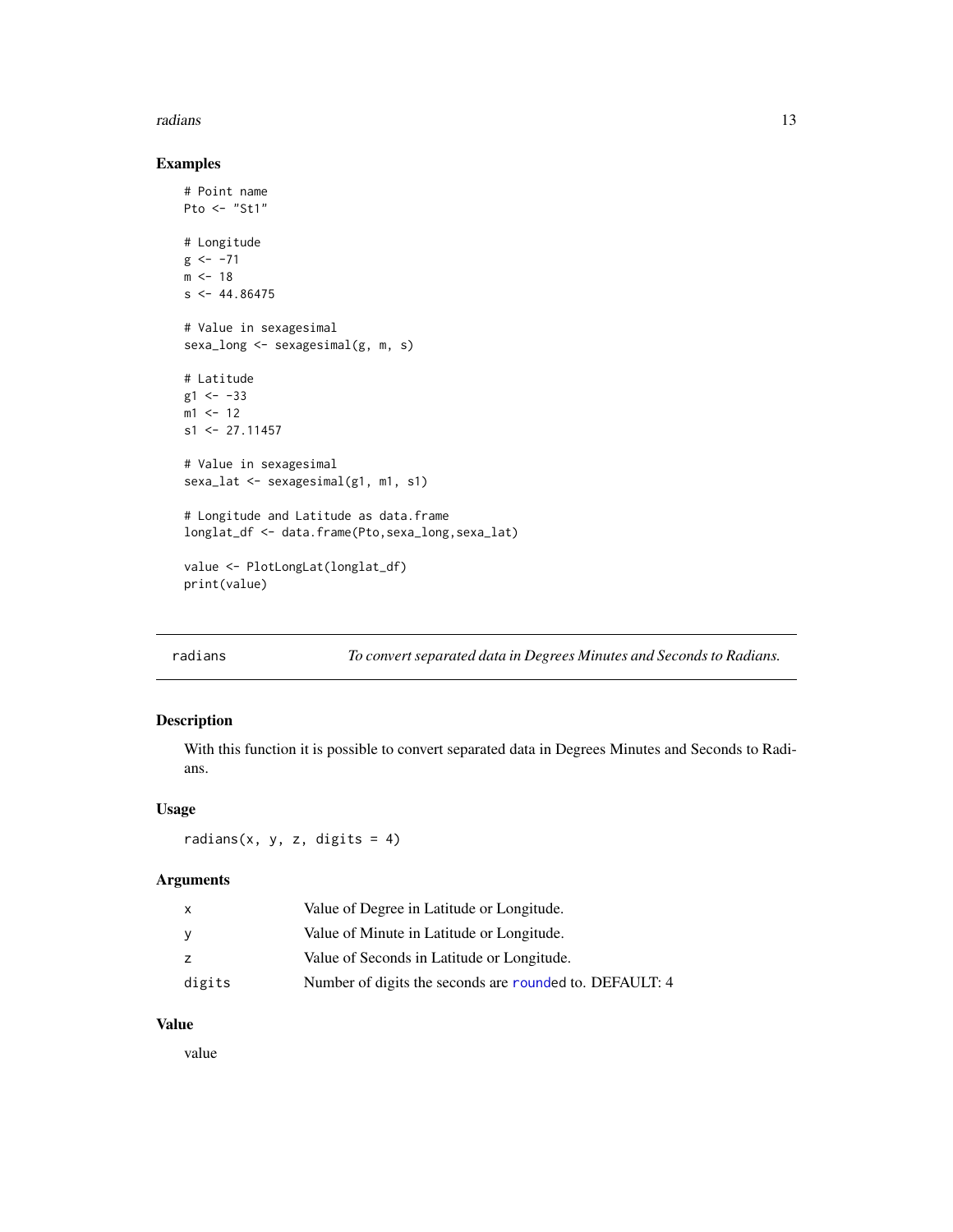## Examples

```
# Point name
Pto <- "St1"

# Longitude
g <- -71
m <- 18
s <- 44.86475

# Value in sexagesimal
sexa_long <- sexagesimal(g, m, s)

# Latitude
g1 <- -33
m1 <- 12
s1 <- 27.11457

# Value in sexagesimal
sexa_lat <- sexagesimal(g1, m1, s1)

# Longitude and Latitude as data.frame
longlat_df <- data.frame(Pto,sexa_long,sexa_lat)

value <- PlotLongLat(longlat_df)
print(value)
```

---

# radians — *To convert separated data in Degrees Minutes and Seconds to Radians.*

## Description

With this function it is possible to convert separated data in Degrees Minutes and Seconds to Radians.

## Usage

```
radians(x, y, z, digits = 4)
```

## Arguments

| | |
|---|---|
| x | Value of Degree in Latitude or Longitude. |
| y | Value of Minute in Latitude or Longitude. |
| z | Value of Seconds in Latitude or Longitude. |
| digits | Number of digits the seconds are rounded to. DEFAULT: 4 |

## Value

value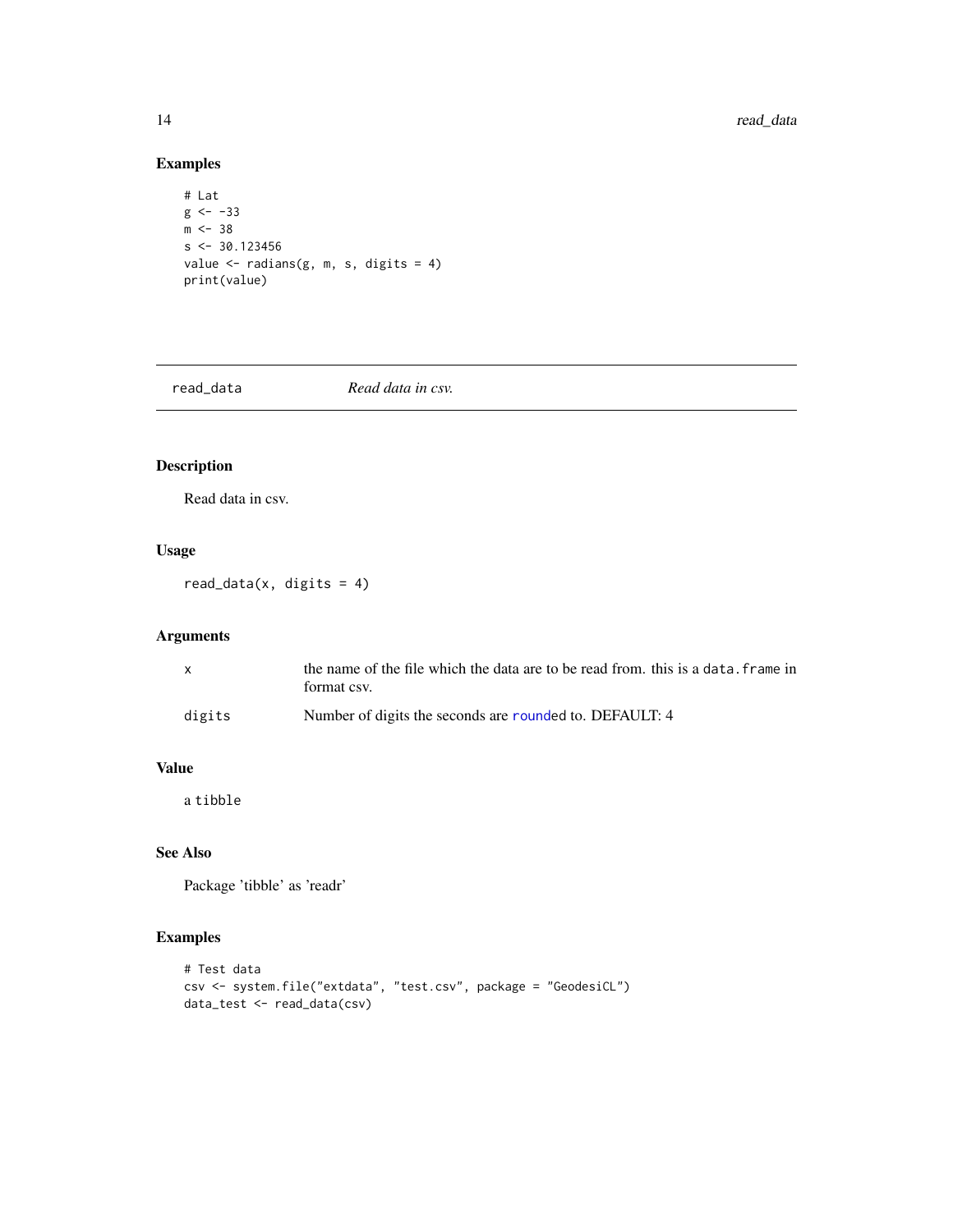## Examples

```
# Lat
g <- -33
m <- 38
s <- 30.123456
value <- radians(g, m, s, digits = 4)
print(value)
```

---

`read_data` *Read data in csv.*

---

## Description

Read data in csv.

## Usage

```
read_data(x, digits = 4)
```

## Arguments

| | |
|---|---|
| x | the name of the file which the data are to be read from. this is a `data.frame` in format csv. |
| digits | Number of digits the seconds are `round`ed to. DEFAULT: 4 |

## Value

a `tibble`

## See Also

Package 'tibble' as 'readr'

## Examples

```
# Test data
csv <- system.file("extdata", "test.csv", package = "GeodesiCL")
data_test <- read_data(csv)
```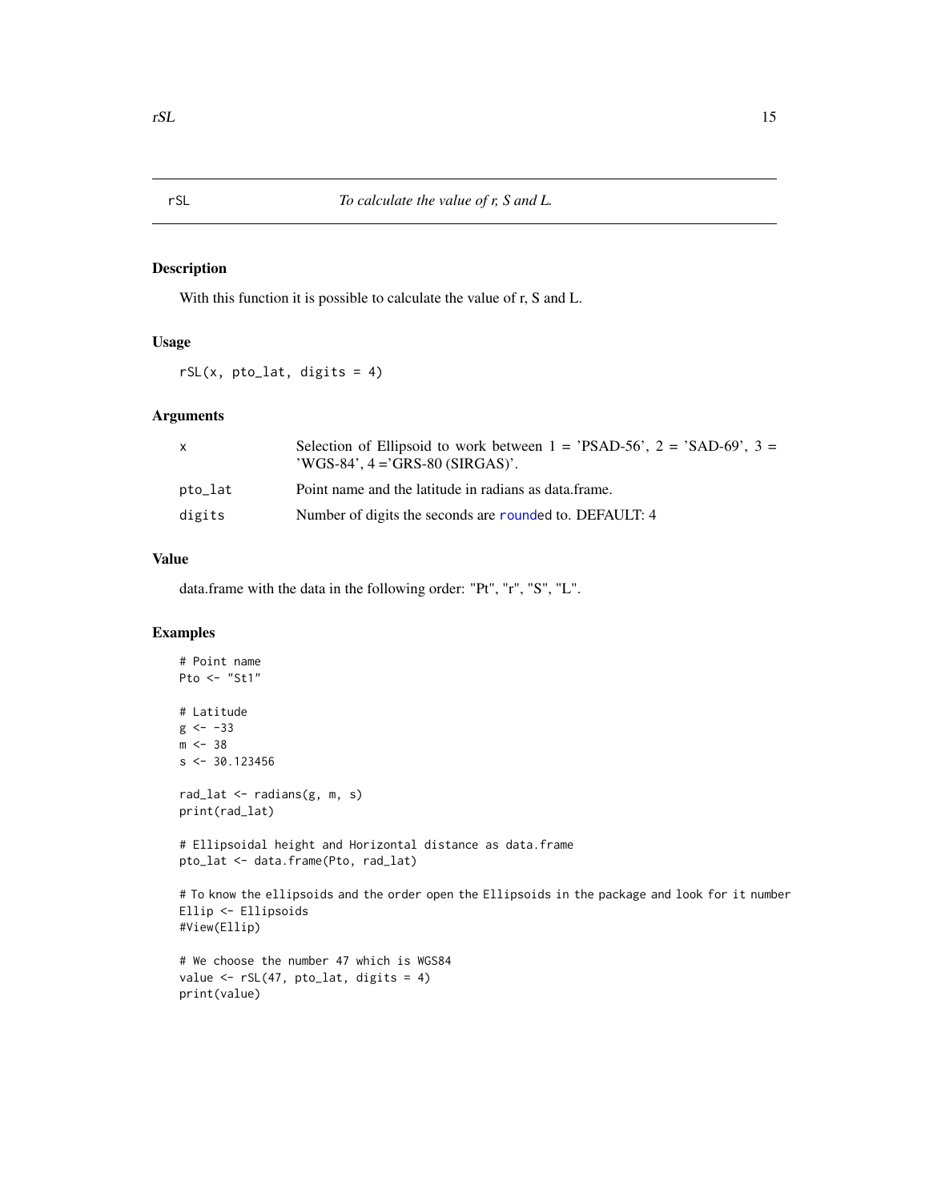# rSL — *To calculate the value of r, S and L.*

## Description

With this function it is possible to calculate the value of r, S and L.

## Usage

```
rSL(x, pto_lat, digits = 4)
```

## Arguments

| | |
|---|---|
| x | Selection of Ellipsoid to work between 1 = 'PSAD-56', 2 = 'SAD-69', 3 = 'WGS-84', 4 ='GRS-80 (SIRGAS)'. |
| pto_lat | Point name and the latitude in radians as data.frame. |
| digits | Number of digits the seconds are rounded to. DEFAULT: 4 |

## Value

data.frame with the data in the following order: "Pt", "r", "S", "L".

## Examples

```
# Point name
Pto <- "St1"

# Latitude
g <- -33
m <- 38
s <- 30.123456

rad_lat <- radians(g, m, s)
print(rad_lat)

# Ellipsoidal height and Horizontal distance as data.frame
pto_lat <- data.frame(Pto, rad_lat)

# To know the ellipsoids and the order open the Ellipsoids in the package and look for it number
Ellip <- Ellipsoids
#View(Ellip)

# We choose the number 47 which is WGS84
value <- rSL(47, pto_lat, digits = 4)
print(value)
```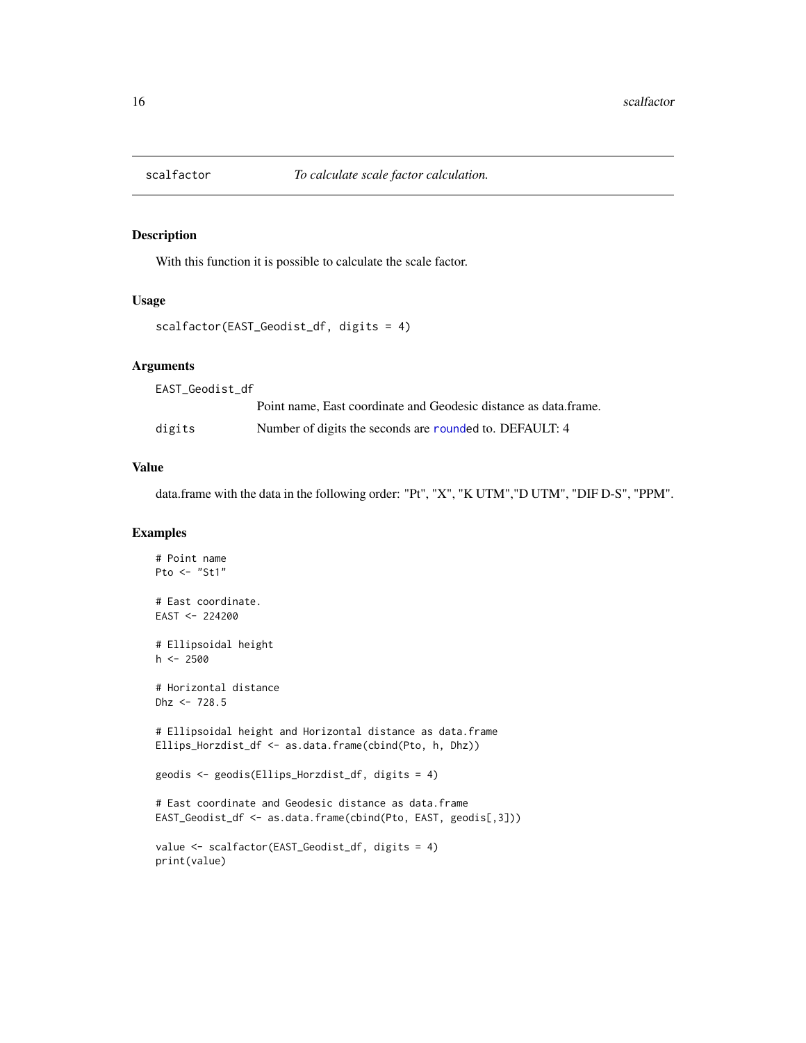# scalfactor — *To calculate scale factor calculation.*

## Description

With this function it is possible to calculate the scale factor.

## Usage

```
scalfactor(EAST_Geodist_df, digits = 4)
```

## Arguments

| | |
|---|---|
| EAST_Geodist_df | Point name, East coordinate and Geodesic distance as data.frame. |
| digits | Number of digits the seconds are rounded to. DEFAULT: 4 |

## Value

data.frame with the data in the following order: "Pt", "X", "K UTM","D UTM", "DIF D-S", "PPM".

## Examples

```
# Point name
Pto <- "St1"

# East coordinate.
EAST <- 224200

# Ellipsoidal height
h <- 2500

# Horizontal distance
Dhz <- 728.5

# Ellipsoidal height and Horizontal distance as data.frame
Ellips_Horzdist_df <- as.data.frame(cbind(Pto, h, Dhz))

geodis <- geodis(Ellips_Horzdist_df, digits = 4)

# East coordinate and Geodesic distance as data.frame
EAST_Geodist_df <- as.data.frame(cbind(Pto, EAST, geodis[,3]))

value <- scalfactor(EAST_Geodist_df, digits = 4)
print(value)
```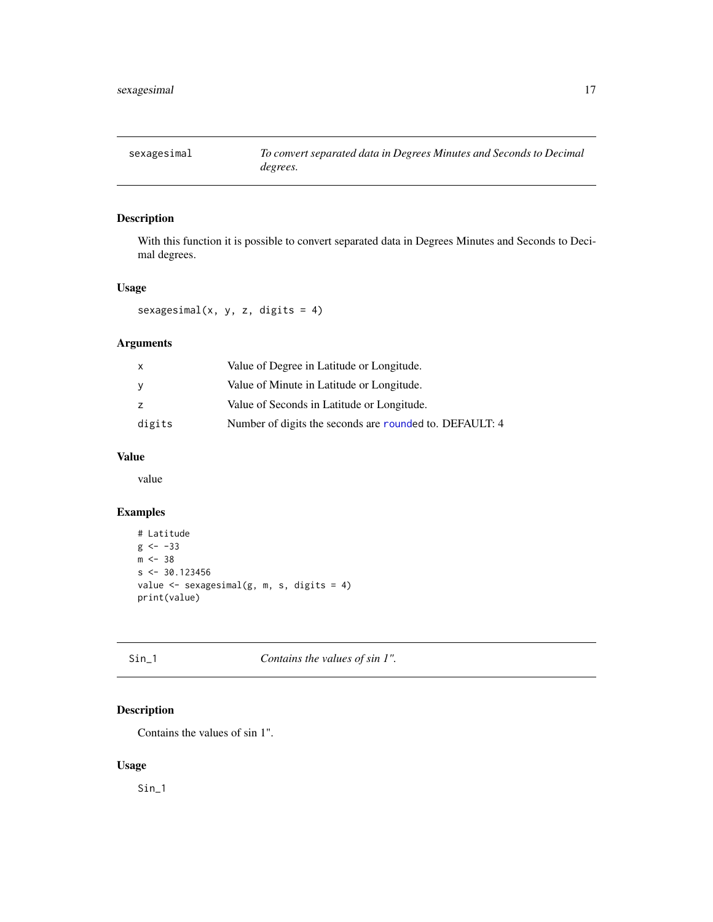## sexagesimal

*To convert separated data in Degrees Minutes and Seconds to Decimal degrees.*

### Description

With this function it is possible to convert separated data in Degrees Minutes and Seconds to Decimal degrees.

### Usage

```
sexagesimal(x, y, z, digits = 4)
```

### Arguments

| | |
|---|---|
| x | Value of Degree in Latitude or Longitude. |
| y | Value of Minute in Latitude or Longitude. |
| z | Value of Seconds in Latitude or Longitude. |
| digits | Number of digits the seconds are rounded to. DEFAULT: 4 |

### Value

value

### Examples

```
# Latitude
g <- -33
m <- 38
s <- 30.123456
value <- sexagesimal(g, m, s, digits = 4)
print(value)
```

## Sin_1

*Contains the values of sin 1".*

### Description

Contains the values of sin 1".

### Usage

```
Sin_1
```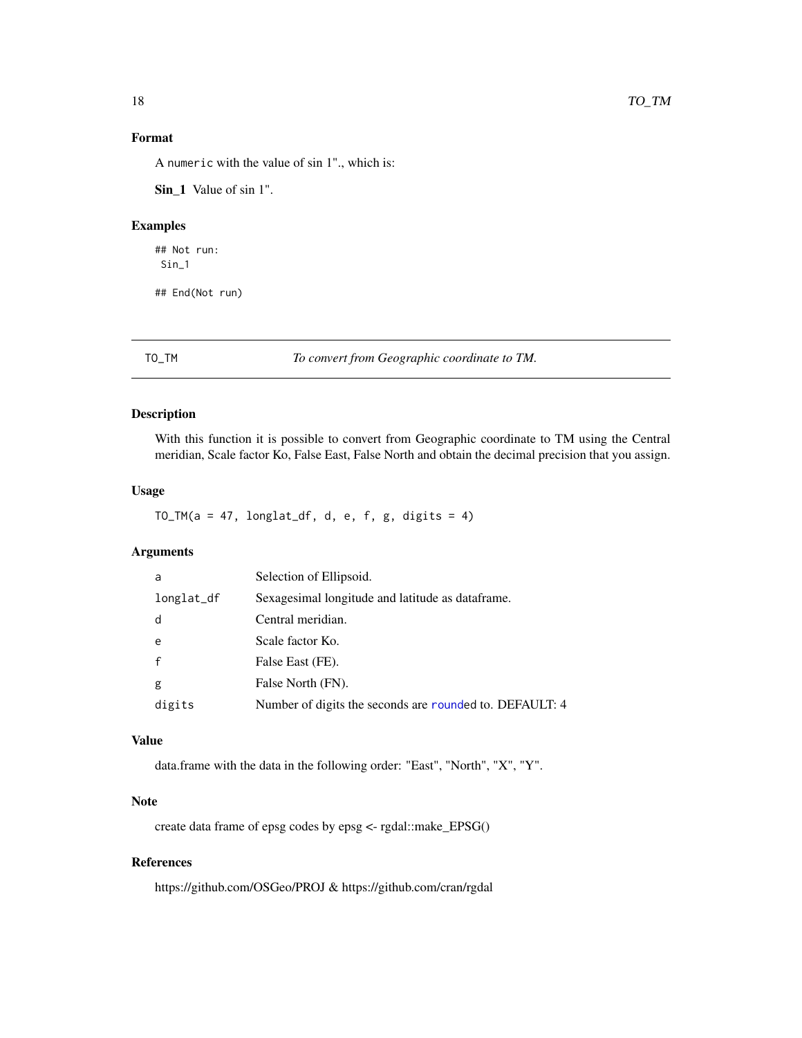### Format

A `numeric` with the value of sin 1"., which is:

**Sin_1** Value of sin 1".

### Examples

```
## Not run:
 Sin_1

## End(Not run)
```

---

## TO_TM *To convert from Geographic coordinate to TM.*

---

### Description

With this function it is possible to convert from Geographic coordinate to TM using the Central meridian, Scale factor Ko, False East, False North and obtain the decimal precision that you assign.

### Usage

```
TO_TM(a = 47, longlat_df, d, e, f, g, digits = 4)
```

### Arguments

| | |
|---|---|
| a | Selection of Ellipsoid. |
| longlat_df | Sexagesimal longitude and latitude as dataframe. |
| d | Central meridian. |
| e | Scale factor Ko. |
| f | False East (FE). |
| g | False North (FN). |
| digits | Number of digits the seconds are rounded to. DEFAULT: 4 |

### Value

data.frame with the data in the following order: "East", "North", "X", "Y".

### Note

create data frame of epsg codes by epsg <- rgdal::make_EPSG()

### References

https://github.com/OSGeo/PROJ & https://github.com/cran/rgdal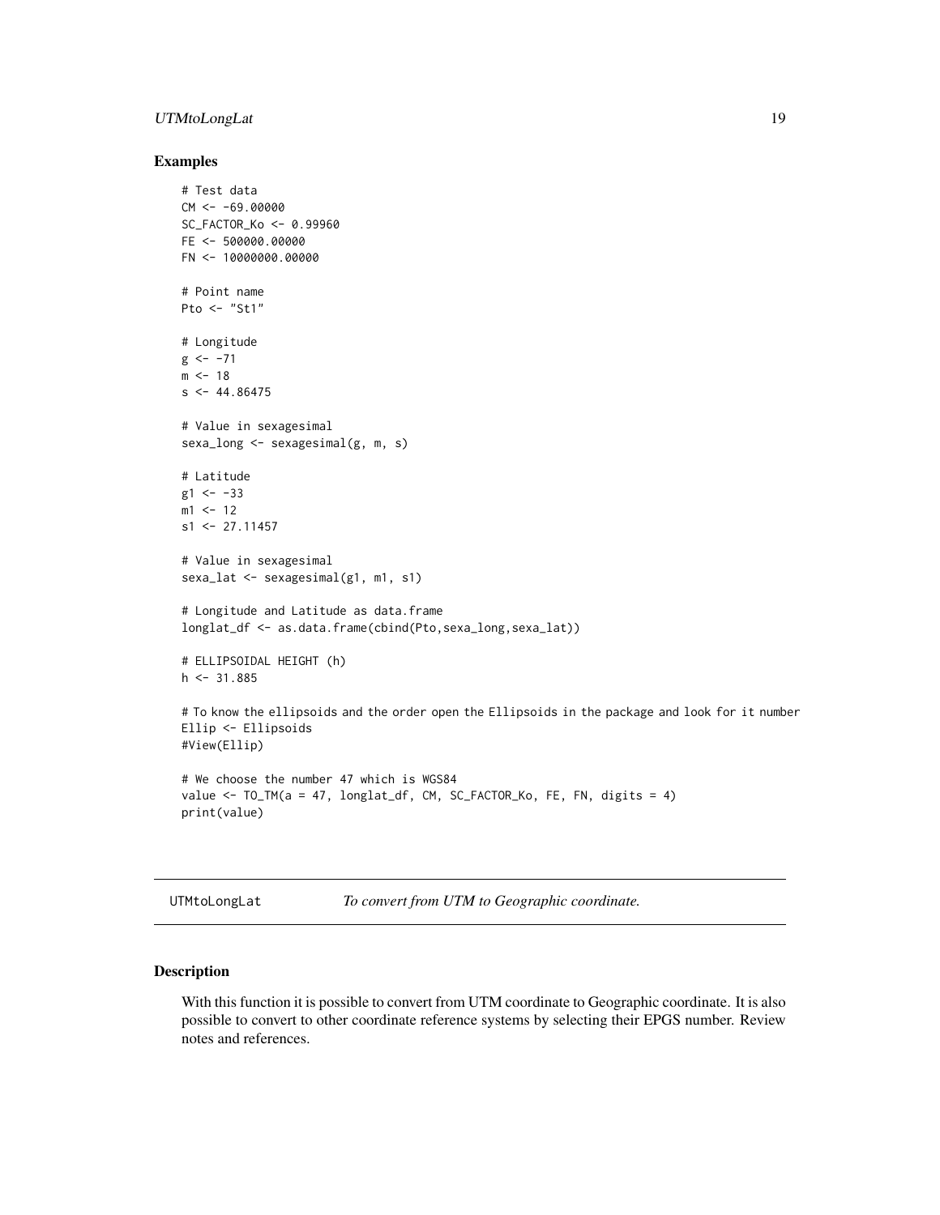## Examples

```
# Test data
CM <- -69.00000
SC_FACTOR_Ko <- 0.99960
FE <- 500000.00000
FN <- 10000000.00000

# Point name
Pto <- "St1"

# Longitude
g <- -71
m <- 18
s <- 44.86475

# Value in sexagesimal
sexa_long <- sexagesimal(g, m, s)

# Latitude
g1 <- -33
m1 <- 12
s1 <- 27.11457

# Value in sexagesimal
sexa_lat <- sexagesimal(g1, m1, s1)

# Longitude and Latitude as data.frame
longlat_df <- as.data.frame(cbind(Pto,sexa_long,sexa_lat))

# ELLIPSOIDAL HEIGHT (h)
h <- 31.885

# To know the ellipsoids and the order open the Ellipsoids in the package and look for it number
Ellip <- Ellipsoids
#View(Ellip)

# We choose the number 47 which is WGS84
value <- TO_TM(a = 47, longlat_df, CM, SC_FACTOR_Ko, FE, FN, digits = 4)
print(value)
```

---

## UTMtoLongLat — *To convert from UTM to Geographic coordinate.*

### Description

With this function it is possible to convert from UTM coordinate to Geographic coordinate. It is also possible to convert to other coordinate reference systems by selecting their EPGS number. Review notes and references.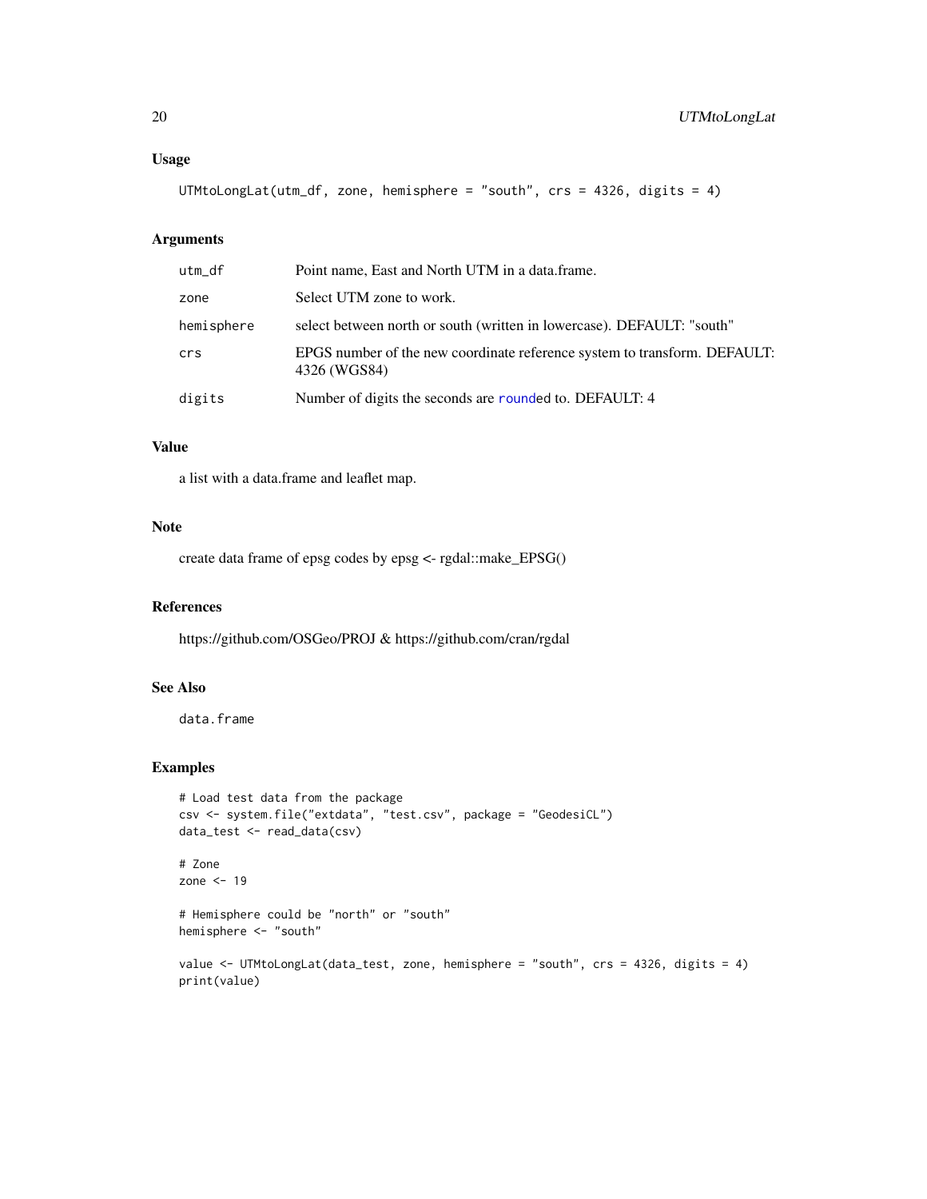## Usage

```
UTMtoLongLat(utm_df, zone, hemisphere = "south", crs = 4326, digits = 4)
```

## Arguments

| | |
|---|---|
| utm_df | Point name, East and North UTM in a data.frame. |
| zone | Select UTM zone to work. |
| hemisphere | select between north or south (written in lowercase). DEFAULT: "south" |
| crs | EPGS number of the new coordinate reference system to transform. DEFAULT: 4326 (WGS84) |
| digits | Number of digits the seconds are rounded to. DEFAULT: 4 |

## Value

a list with a data.frame and leaflet map.

## Note

create data frame of epsg codes by epsg <- rgdal::make_EPSG()

## References

https://github.com/OSGeo/PROJ & https://github.com/cran/rgdal

## See Also

data.frame

## Examples

```
# Load test data from the package
csv <- system.file("extdata", "test.csv", package = "GeodesiCL")
data_test <- read_data(csv)

# Zone
zone <- 19

# Hemisphere could be "north" or "south"
hemisphere <- "south"

value <- UTMtoLongLat(data_test, zone, hemisphere = "south", crs = 4326, digits = 4)
print(value)
```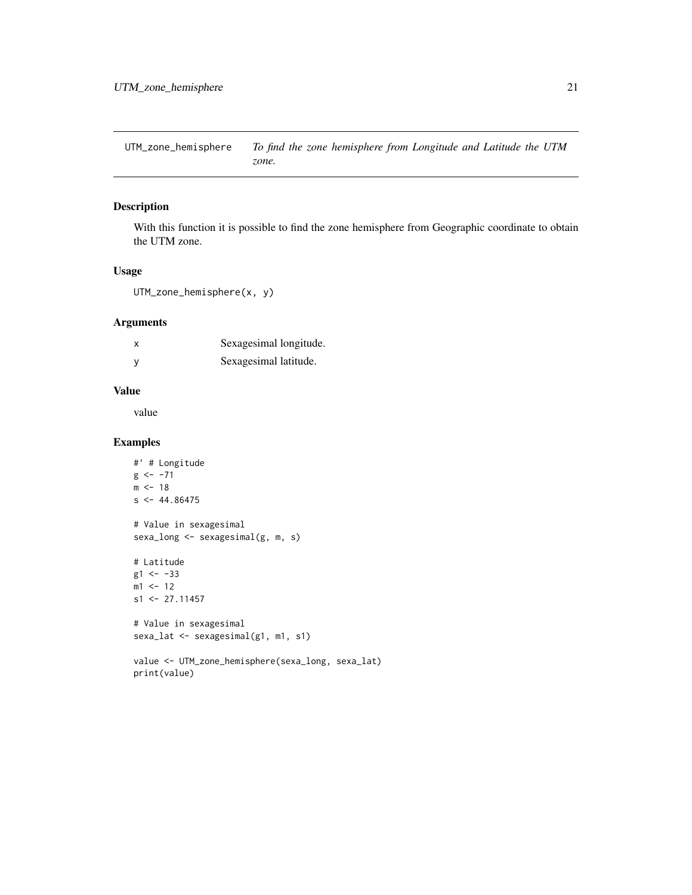UTM_zone_hemisphere *To find the zone hemisphere from Longitude and Latitude the UTM zone.*

## Description

With this function it is possible to find the zone hemisphere from Geographic coordinate to obtain the UTM zone.

## Usage

```
UTM_zone_hemisphere(x, y)
```

## Arguments

| | |
|---|---|
| x | Sexagesimal longitude. |
| y | Sexagesimal latitude. |

## Value

value

## Examples

```
#' # Longitude
g <- -71
m <- 18
s <- 44.86475

# Value in sexagesimal
sexa_long <- sexagesimal(g, m, s)

# Latitude
g1 <- -33
m1 <- 12
s1 <- 27.11457

# Value in sexagesimal
sexa_lat <- sexagesimal(g1, m1, s1)

value <- UTM_zone_hemisphere(sexa_long, sexa_lat)
print(value)
```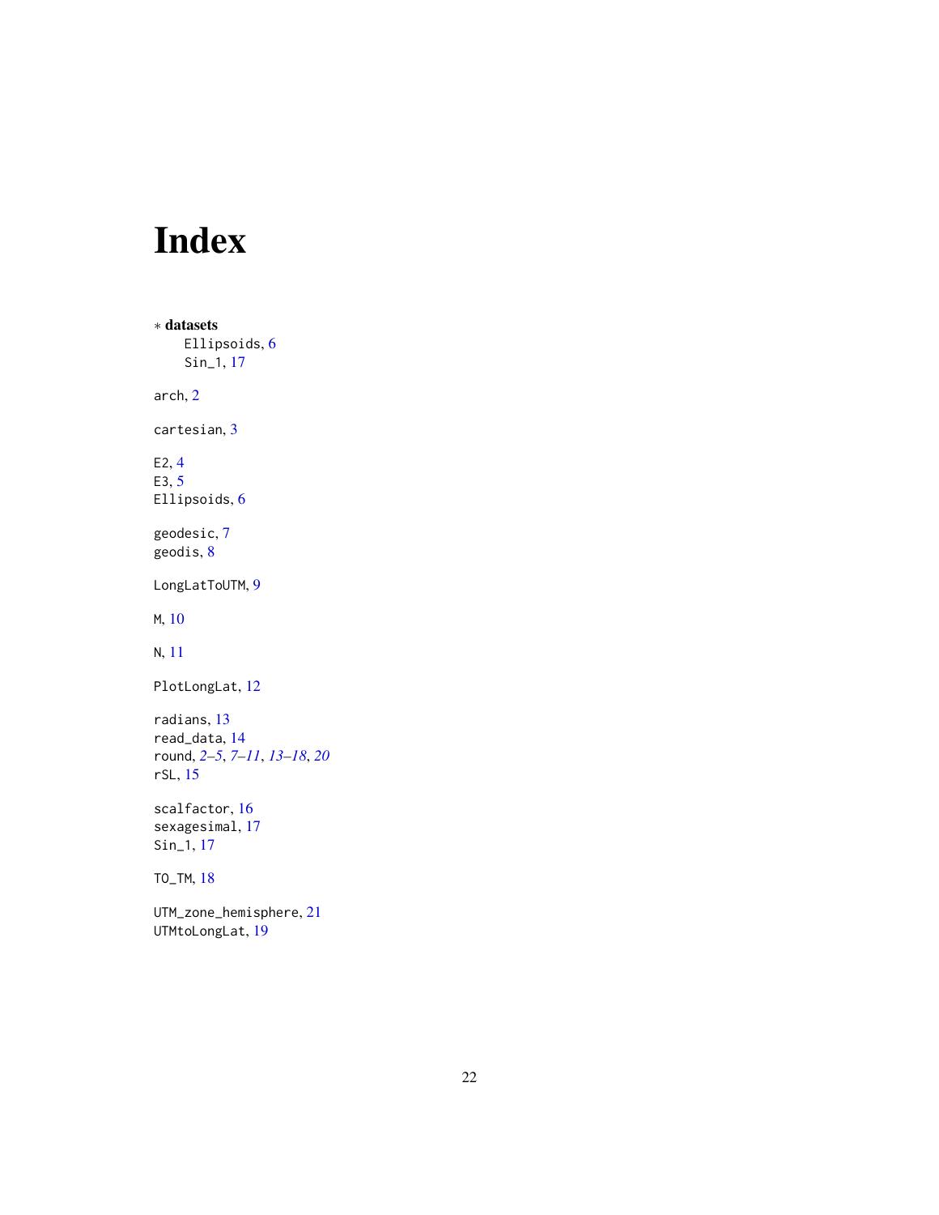# Index

∗ **datasets**
    Ellipsoids, 6
    Sin_1, 17

arch, 2

cartesian, 3

E2, 4
E3, 5
Ellipsoids, 6

geodesic, 7
geodis, 8

LongLatToUTM, 9

M, 10

N, 11

PlotLongLat, 12

radians, 13
read_data, 14
round, *2–5*, *7–11*, *13–18*, *20*
rSL, 15

scalfactor, 16
sexagesimal, 17
Sin_1, 17

TO_TM, 18

UTM_zone_hemisphere, 21
UTMtoLongLat, 19